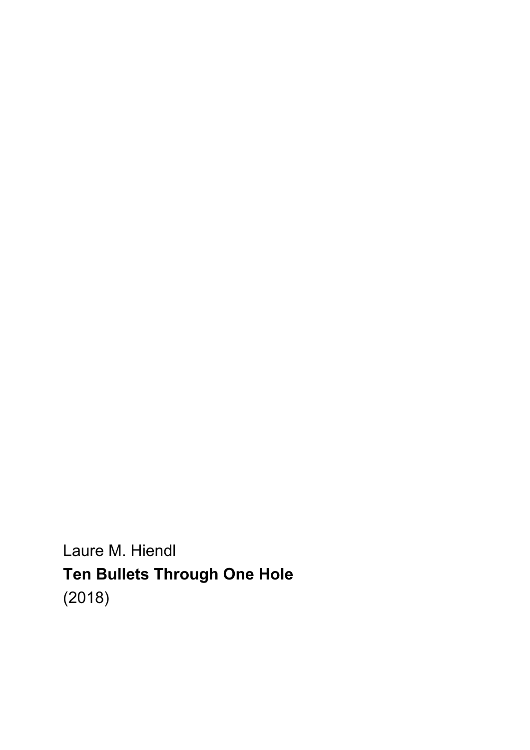Laure M. Hiendl

**Ten Bullets Through One Hole**

(2018)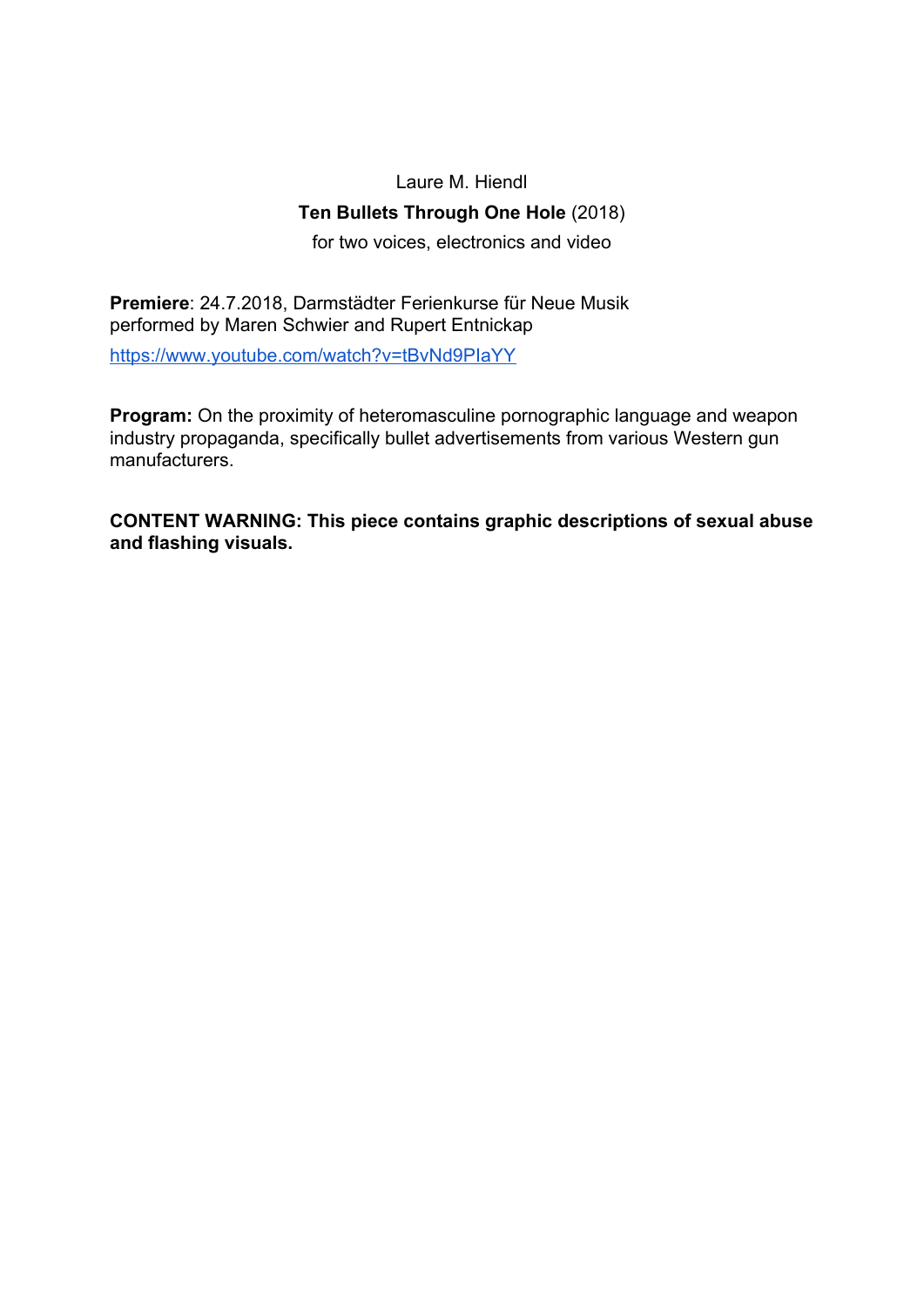Laure M. Hiendl

**Ten Bullets Through One Hole** (2018)

for two voices, electronics and video

**Premiere**: 24.7.2018, Darmstädter Ferienkurse für Neue Musik
performed by Maren Schwier and Rupert Entnickap

https://www.youtube.com/watch?v=tBvNd9PIaYY

**Program:** On the proximity of heteromasculine pornographic language and weapon industry propaganda, specifically bullet advertisements from various Western gun manufacturers.

**CONTENT WARNING: This piece contains graphic descriptions of sexual abuse and flashing visuals.**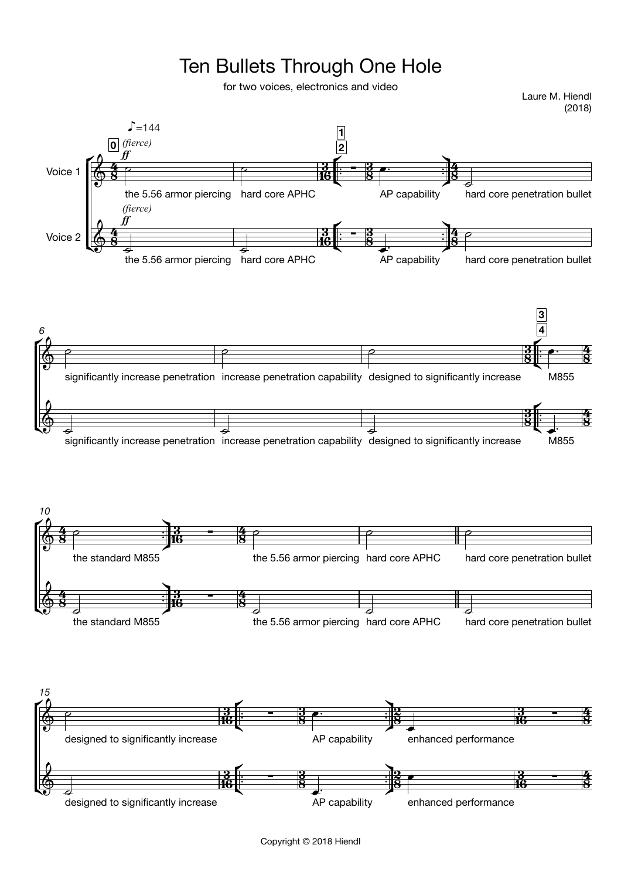# Ten Bullets Through One Hole

for two voices, electronics and video

Laure M. Hiendl
(2018)

♪=144

**0** *(fierce)* **ff**

Voice 1: the 5.56 armor piercing | hard core APHC | **1** **2** AP capability | hard core penetration bullet

Voice 2: the 5.56 armor piercing | hard core APHC | AP capability | hard core penetration bullet

6

Voice 1: significantly increase penetration | increase penetration capability | designed to significantly increase | **3** **4** M855

Voice 2: significantly increase penetration | increase penetration capability | designed to significantly increase | M855

10

Voice 1: the standard M855 | the 5.56 armor piercing | hard core APHC | hard core penetration bullet

Voice 2: the standard M855 | the 5.56 armor piercing | hard core APHC | hard core penetration bullet

15

Voice 1: designed to significantly increase | AP capability | enhanced performance

Voice 2: designed to significantly increase | AP capability | enhanced performance

Copyright © 2018 Hiendl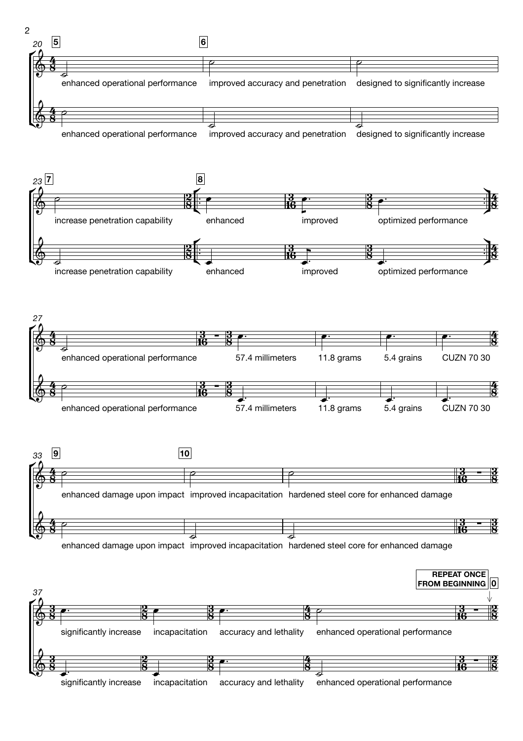20 **5** **6**

enhanced operational performance — improved accuracy and penetration — designed to significantly increase

enhanced operational performance — improved accuracy and penetration — designed to significantly increase

23 **7** **8**

increase penetration capability — enhanced — improved — optimized performance

increase penetration capability — enhanced — improved — optimized performance

27

enhanced operational performance — 57.4 millimeters — 11.8 grams — 5.4 grains — CUZN 70 30

enhanced operational performance — 57.4 millimeters — 11.8 grams — 5.4 grains — CUZN 70 30

33 **9** **10**

enhanced damage upon impact — improved incapacitation — hardened steel core for enhanced damage

enhanced damage upon impact — improved incapacitation — hardened steel core for enhanced damage

37

**REPEAT ONCE FROM BEGINNING** **0**

significantly increase — incapacitation — accuracy and lethality — enhanced operational performance

significantly increase — incapacitation — accuracy and lethality — enhanced operational performance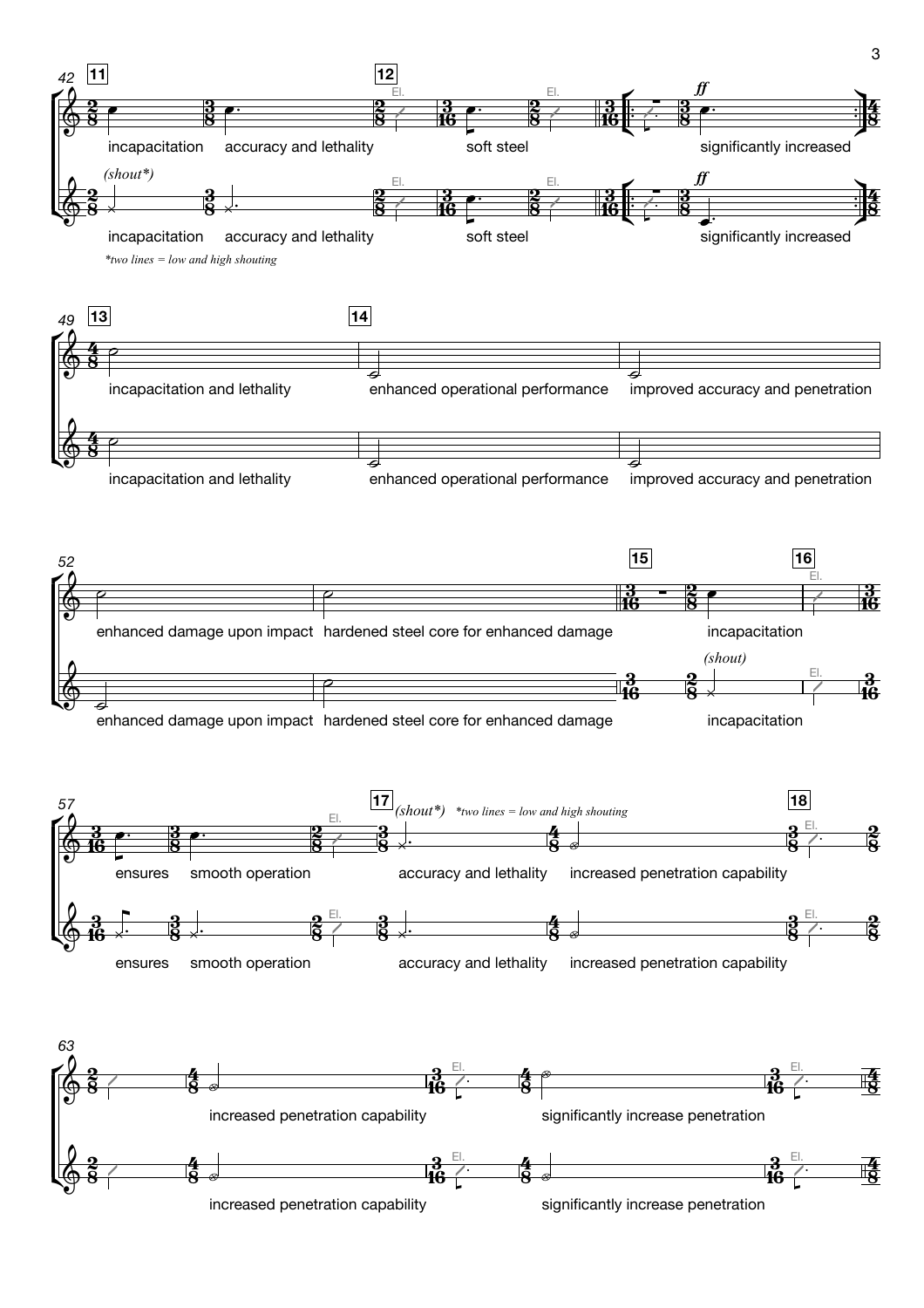*(shout\*)*

incapacitation accuracy and lethality soft steel significantly increased

*\*two lines = low and high shouting*

incapacitation and lethality

enhanced operational performance

improved accuracy and penetration

enhanced damage upon impact

hardened steel core for enhanced damage

*(shout)*

incapacitation

ensures smooth operation

*(shout\*)* *\*two lines = low and high shouting*

accuracy and lethality

increased penetration capability

increased penetration capability

significantly increase penetration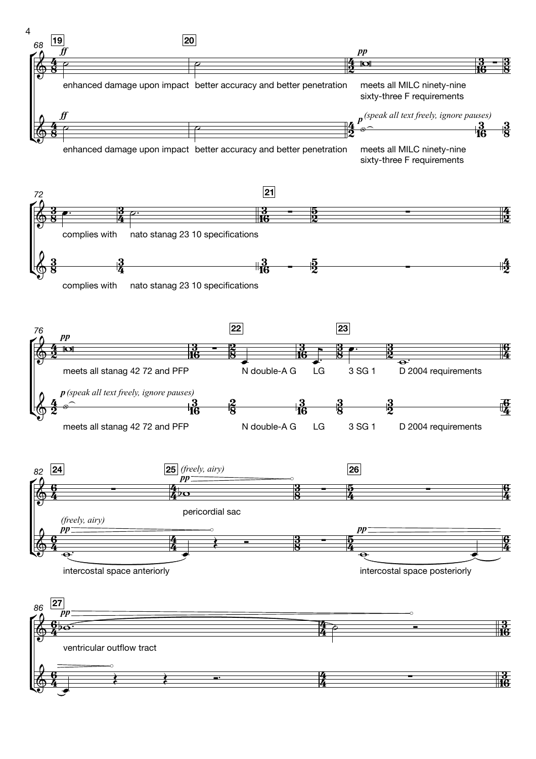68 **19** **20**

*ff*

enhanced damage upon impact better accuracy and better penetration

*pp*

meets all MILC ninety-nine sixty-three F requirements

*ff*

enhanced damage upon impact better accuracy and better penetration

*p* *(speak all text freely, ignore pauses)*

meets all MILC ninety-nine sixty-three F requirements

72 **21**

complies with nato stanag 23 10 specifications

complies with nato stanag 23 10 specifications

76 **22** **23**

*pp*

meets all stanag 42 72 and PFP N double-A G LG 3 SG 1 D 2004 requirements

*p* *(speak all text freely, ignore pauses)*

meets all stanag 42 72 and PFP N double-A G LG 3 SG 1 D 2004 requirements

82 **24** **25** *(freely, airy)* **26**

*pp*

pericordial sac

*(freely, airy)*

*pp*

intercostal space anteriorly

*pp*

intercostal space posteriorly

86 **27**

*pp*

ventricular outflow tract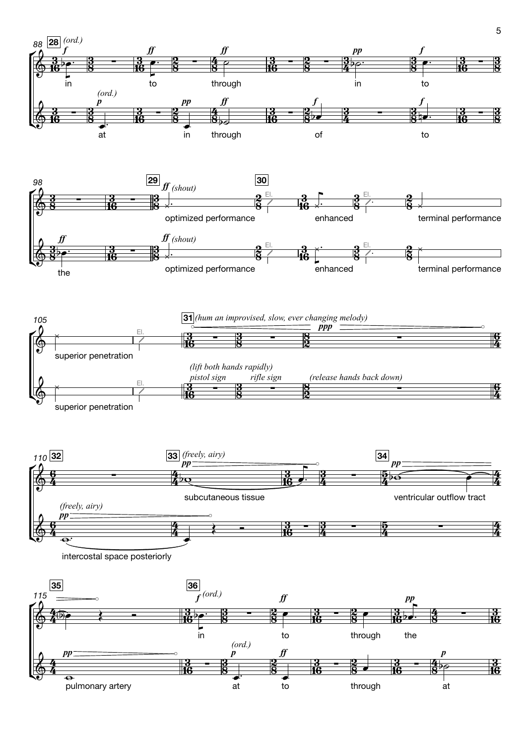88 **28** *(ord.)*

in — to — through — in — to

*(ord.)*

at — in — through — of — to

98 **29** *ff (shout)* **30** El.

the

optimized performance — enhanced — terminal performance

optimized performance — enhanced — terminal performance

105 El. **31** *(hum an improvised, slow, ever changing melody)* *ppp*

superior penetration

*(lift both hands rapidly)*

*pistol sign* — *rifle sign* — *(release hands back down)*

superior penetration

110 **32** **33** *(freely, airy)* *pp* **34** *pp*

subcutaneous tissue — ventricular outflow tract

*(freely, airy)* *pp*

intercostal space posteriorly

115 **35** **36** *f (ord.)*

in — to — through — the

*pp* *(ord.)* *p*

pulmonary artery — at — to — through — at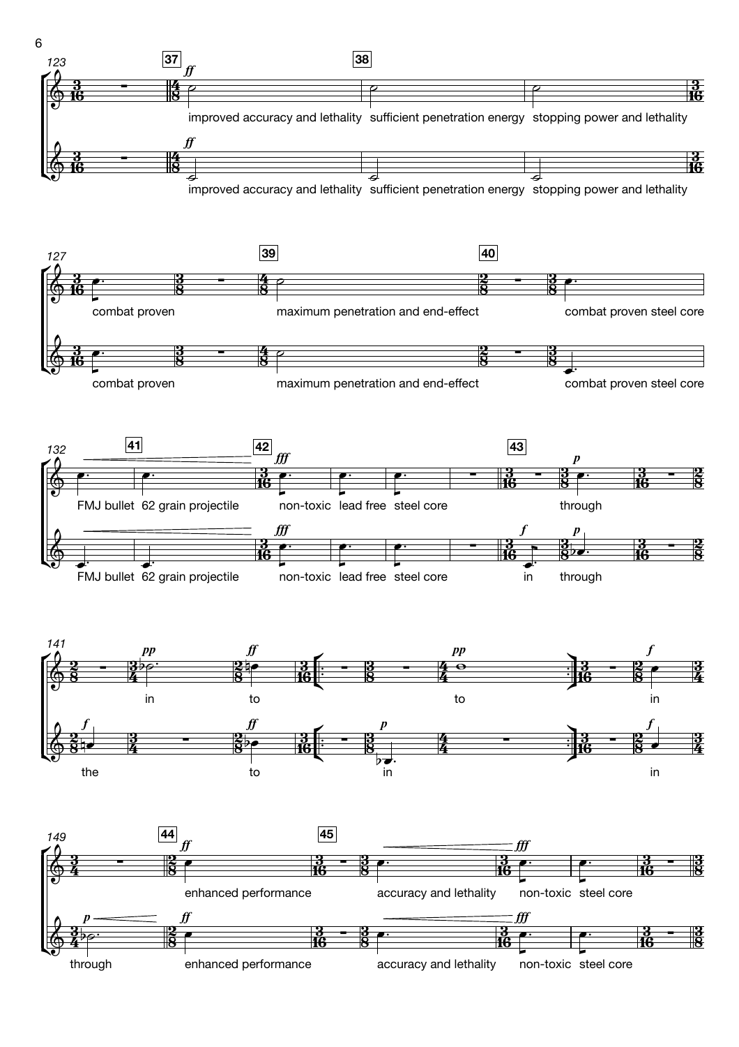improved accuracy and lethality sufficient penetration energy stopping power and lethality

improved accuracy and lethality sufficient penetration energy stopping power and lethality

combat proven maximum penetration and end-effect combat proven steel core

combat proven maximum penetration and end-effect combat proven steel core

FMJ bullet 62 grain projectile non-toxic lead free steel core through

FMJ bullet 62 grain projectile non-toxic lead free steel core in through

in to to in

the to in in

enhanced performance accuracy and lethality non-toxic steel core

through enhanced performance accuracy and lethality non-toxic steel core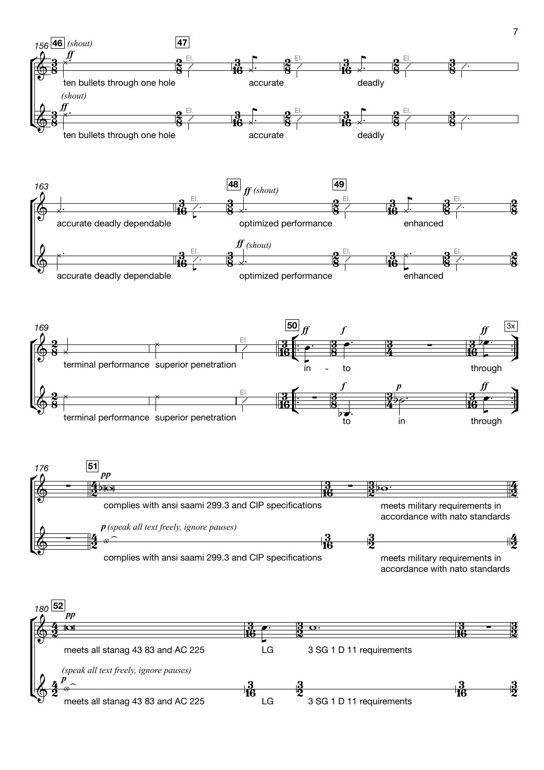156 **46** *(shout)*

*ff*

ten bullets through one hole

**47**

El.

accurate

El.

deadly

El.

*(shout)*

*ff*

ten bullets through one hole

El.

accurate

El.

deadly

El.

163

accurate deadly dependable

El.

**48** *ff (shout)*

optimized performance

**49**

El.

enhanced

El.

accurate deadly dependable

El.

*ff (shout)*

optimized performance

El.

enhanced

El.

169

terminal performance superior penetration

El.

**50** *ff* *f* *ff* 3x

in - to through

terminal performance superior penetration

El.

*f* *p* *ff*

to in through

176 **51** *pp*

complies with ansi saami 299.3 and CIP specifications

meets military requirements in accordance with nato standards

*p (speak all text freely, ignore pauses)*

complies with ansi saami 299.3 and CIP specifications

meets military requirements in accordance with nato standards

180 **52** *pp*

meets all stanag 43 83 and AC 225

LG

3 SG 1 D 11 requirements

*(speak all text freely, ignore pauses)*

*p*

meets all stanag 43 83 and AC 225

LG

3 SG 1 D 11 requirements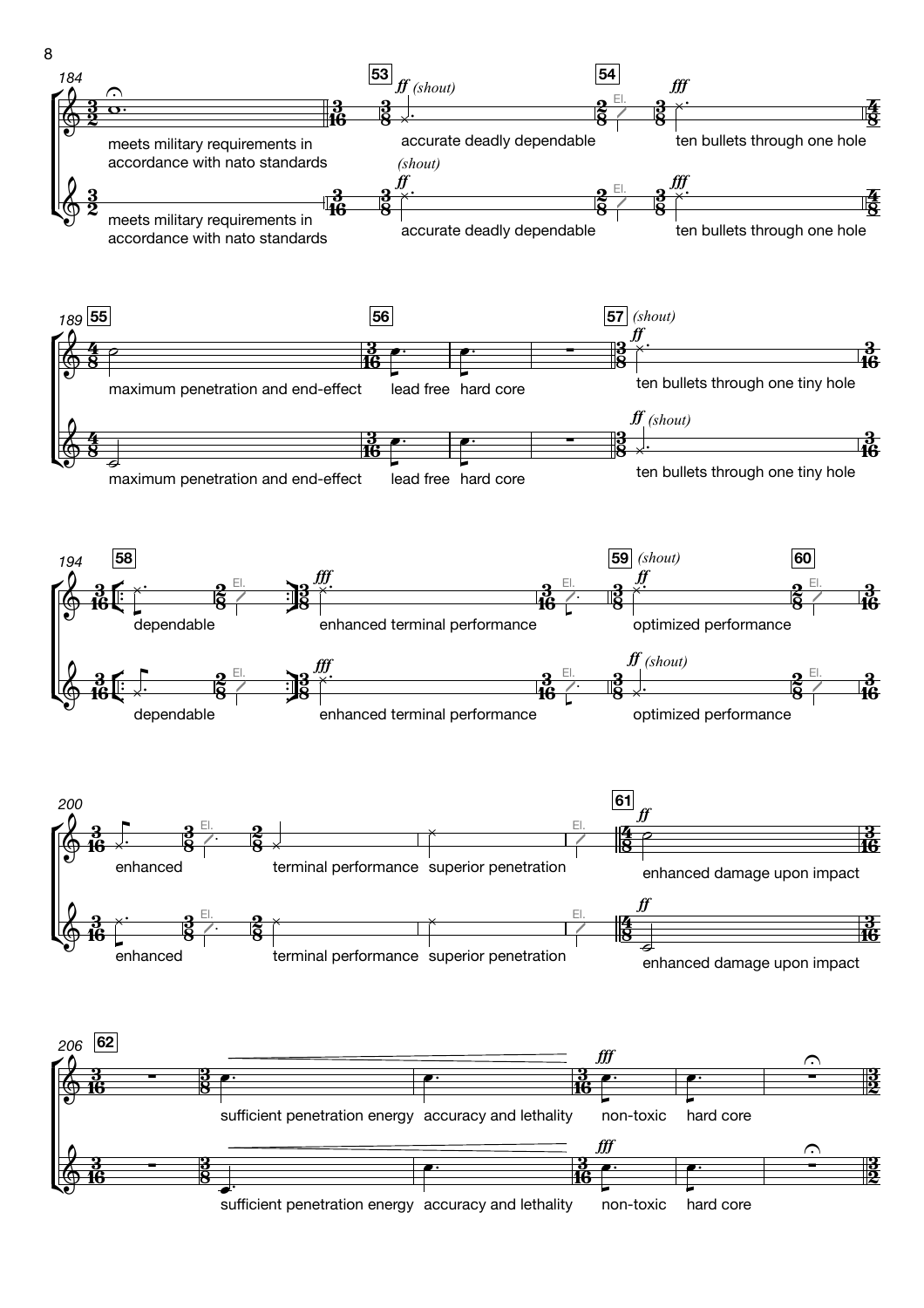184

meets military requirements in accordance with nato standards

53 *ff* *(shout)*

accurate deadly dependable

54 El.

*fff*

ten bullets through one hole

meets military requirements in accordance with nato standards

*(shout)* *ff*

accurate deadly dependable

El.

*fff*

ten bullets through one hole

189 55

maximum penetration and end-effect

56

lead free hard core

57 *(shout)* *ff*

ten bullets through one tiny hole

maximum penetration and end-effect

lead free hard core

*ff* *(shout)*

ten bullets through one tiny hole

194 58

dependable

El.

*fff*

enhanced terminal performance

El.

59 *(shout)* *ff*

optimized performance

60 El.

dependable

El.

*fff*

enhanced terminal performance

El.

*ff* *(shout)*

optimized performance

El.

200

enhanced

El.

terminal performance superior penetration

El.

61 *ff*

enhanced damage upon impact

enhanced

El.

terminal performance superior penetration

El.

*ff*

enhanced damage upon impact

206 62

sufficient penetration energy accuracy and lethality

*fff*

non-toxic hard core

sufficient penetration energy accuracy and lethality

*fff*

non-toxic hard core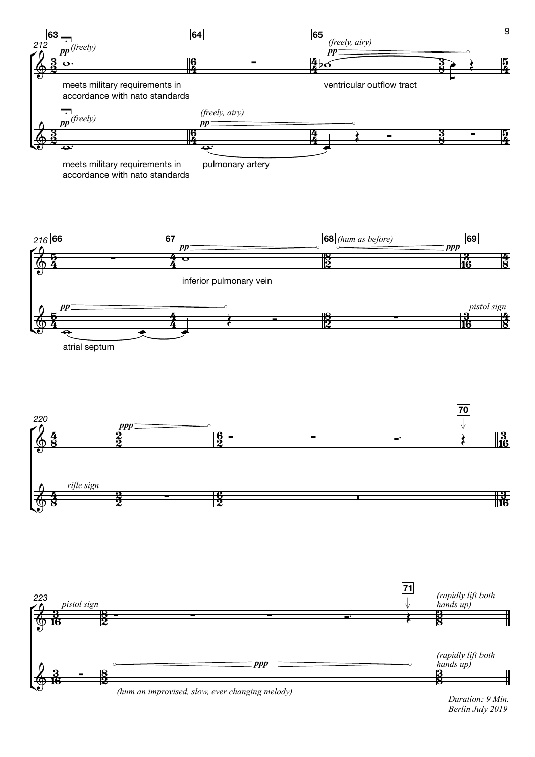63

212

*pp* *(freely)*

meets military requirements in accordance with nato standards

64

65

*(freely, airy)*

*pp*

ventricular outflow tract

*pp* *(freely)*

meets military requirements in accordance with nato standards

*(freely, airy)*

*pp*

pulmonary artery

216 66

67

*pp*

inferior pulmonary vein

68 *(hum as before)*

*ppp*

69

*pp*

atrial septum

*pistol sign*

220

*ppp*

70

*rifle sign*

223

*pistol sign*

71

*(rapidly lift both hands up)*

*ppp*

*(rapidly lift both hands up)*

*(hum an improvised, slow, ever changing melody)*

*Duration: 9 Min.*
*Berlin July 2019*